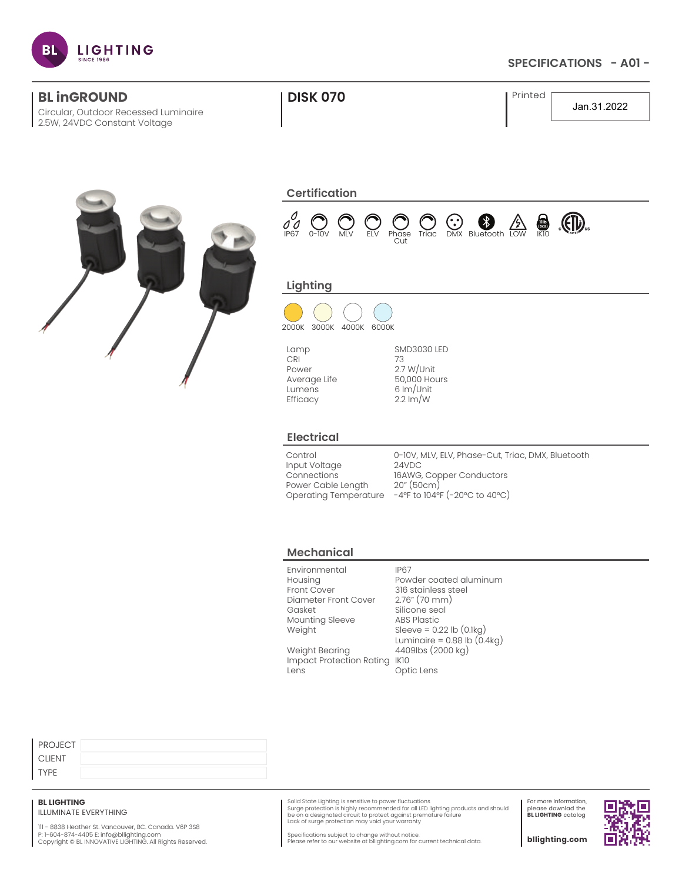# BL inGROUND

Circular, Outdoor Recessed Luminaire
2.5W, 24VDC Constant Voltage

# DISK 070

SPECIFICATIONS - A01 -

Printed: Jan.31.2022

## Certification

IP67 · 0-10V · MLV · ELV · Phase Cut · Triac · DMX · Bluetooth · LOW · IK10 · ETL

## Lighting

2000K · 3000K · 4000K · 6000K

| | |
|---|---|
| Lamp | SMD3030 LED |
| CRI | 73 |
| Power | 2.7 W/Unit |
| Average Life | 50,000 Hours |
| Lumens | 6 lm/Unit |
| Efficacy | 2.2 lm/W |

## Electrical

| | |
|---|---|
| Control | 0-10V, MLV, ELV, Phase-Cut, Triac, DMX, Bluetooth |
| Input Voltage | 24VDC |
| Connections | 16AWG, Copper Conductors |
| Power Cable Length | 20" (50cm) |
| Operating Temperature | -4ºF to 104ºF (-20ºC to 40ºC) |

## Mechanical

| | |
|---|---|
| Environmental | IP67 |
| Housing | Powder coated aluminum |
| Front Cover | 316 stainless steel |
| Diameter Front Cover | 2.76" (70 mm) |
| Gasket | Silicone seal |
| Mounting Sleeve | ABS Plastic |
| Weight | Sleeve = 0.22 lb (0.1kg)<br>Luminaire = 0.88 lb (0.4kg) |
| Weight Bearing | 4409lbs (2000 kg) |
| Impact Protection Rating | IK10 |
| Lens | Optic Lens |

| | |
|---|---|
| PROJECT | |
| CLIENT | |
| TYPE | |

**BL LIGHTING**
ILLUMINATE EVERYTHING

111 - 8838 Heather St. Vancouver, BC. Canada. V6P 3S8
P: 1-604-874-4405 E: info@bllighting.com
Copyright © BL INNOVATIVE LIGHTING. All Rights Reserved.

Solid State Lighting is sensitive to power fluctuations
Surge protection is highly recommended for all LED lighting products and should be on a designated circuit to protect against premature failure
Lack of surge protection may void your warranty

Specifications subject to change without notice.
Please refer to our website at bllighting.com for current technical data.

For more information, please download the **BL LIGHTING** catalog

**bllighting.com**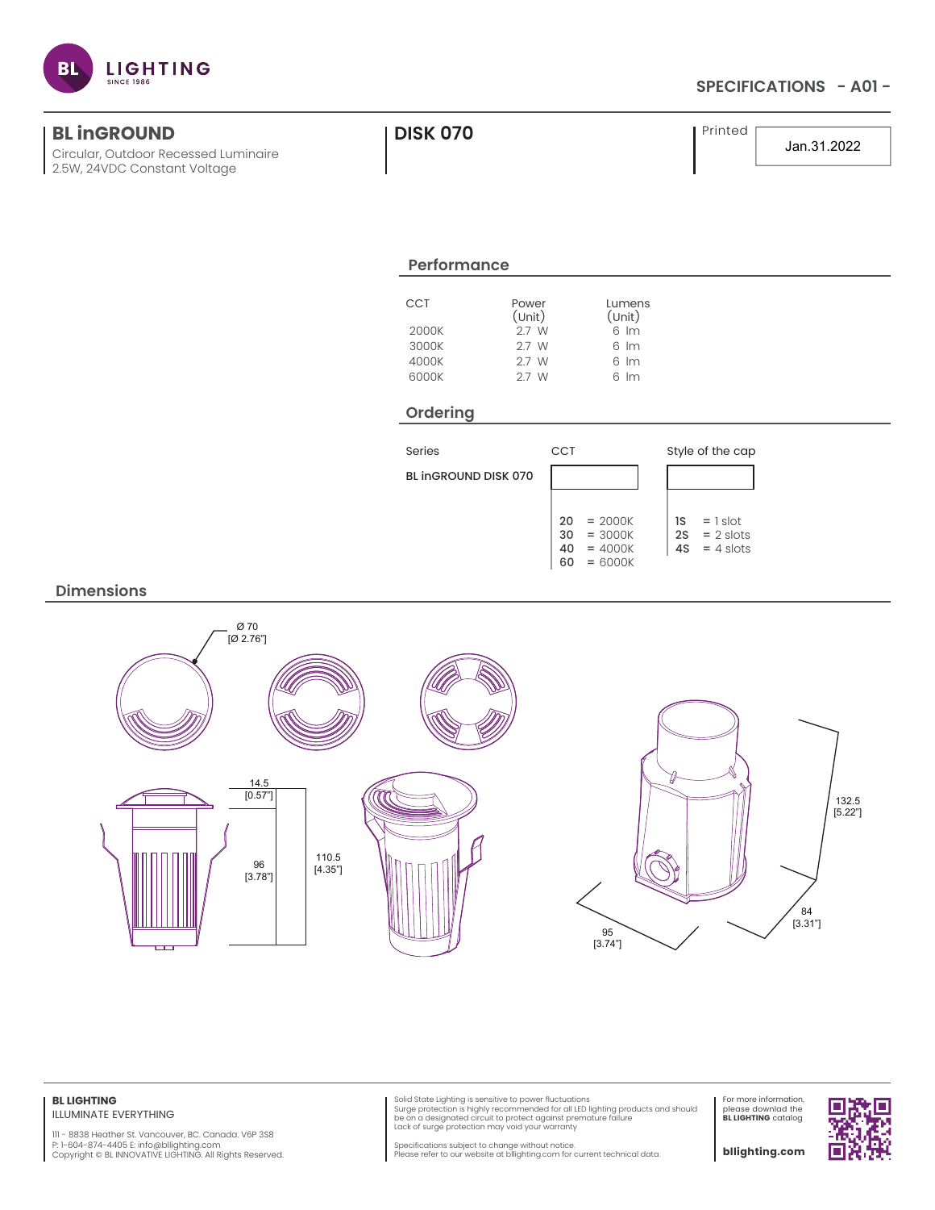# BL inGROUND

Circular, Outdoor Recessed Luminaire
2.5W, 24VDC Constant Voltage

# DISK 070

Printed Jan.31.2022

SPECIFICATIONS - A01 -

## Performance

| CCT | Power (Unit) | Lumens (Unit) |
|---|---|---|
| 2000K | 2.7 W | 6 lm |
| 3000K | 2.7 W | 6 lm |
| 4000K | 2.7 W | 6 lm |
| 6000K | 2.7 W | 6 lm |

## Ordering

| Series | CCT | Style of the cap |
|---|---|---|
| BL inGROUND DISK 070 | | |
| | 20 = 2000K | 1S = 1 slot |
| | 30 = 3000K | 2S = 2 slots |
| | 40 = 4000K | 4S = 4 slots |
| | 60 = 6000K | |

## Dimensions

Ø 70
[Ø 2.76"]

14.5
[0.57"]

96
[3.78"]

110.5
[4.35"]

132.5
[5.22"]

84
[3.31"]

95
[3.74"]

**BL LIGHTING**
ILLUMINATE EVERYTHING

111 - 8838 Heather St. Vancouver, BC. Canada. V6P 3S8
P: 1-604-874-4405 E: info@bllighting.com
Copyright © BL INNOVATIVE LIGHTING. All Rights Reserved.

Solid State Lighting is sensitive to power fluctuations
Surge protection is highly recommended for all LED lighting products and should be on a designated circuit to protect against premature failure
Lack of surge protection may void your warranty

Specifications subject to change without notice.
Please refer to our website at bllighting.com for current technical data.

For more information, please download the **BL LIGHTING** catalog

**bllighting.com**